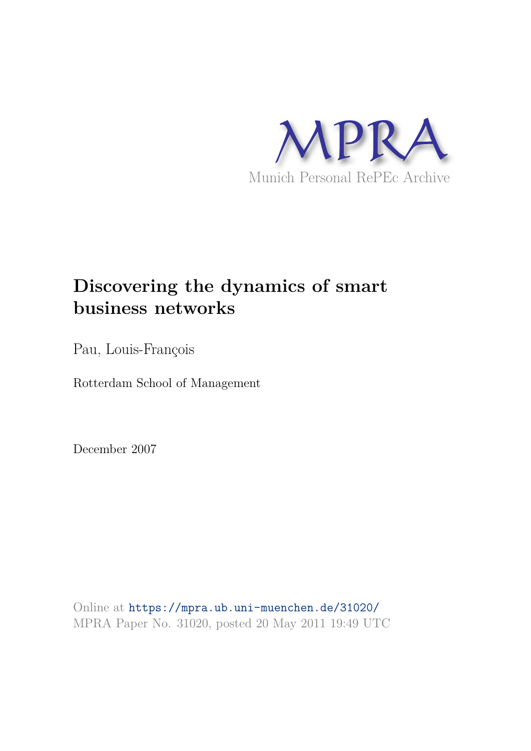MPRA

Munich Personal RePEc Archive

# Discovering the dynamics of smart business networks

Pau, Louis-François

Rotterdam School of Management

December 2007

Online at https://mpra.ub.uni-muenchen.de/31020/
MPRA Paper No. 31020, posted 20 May 2011 19:49 UTC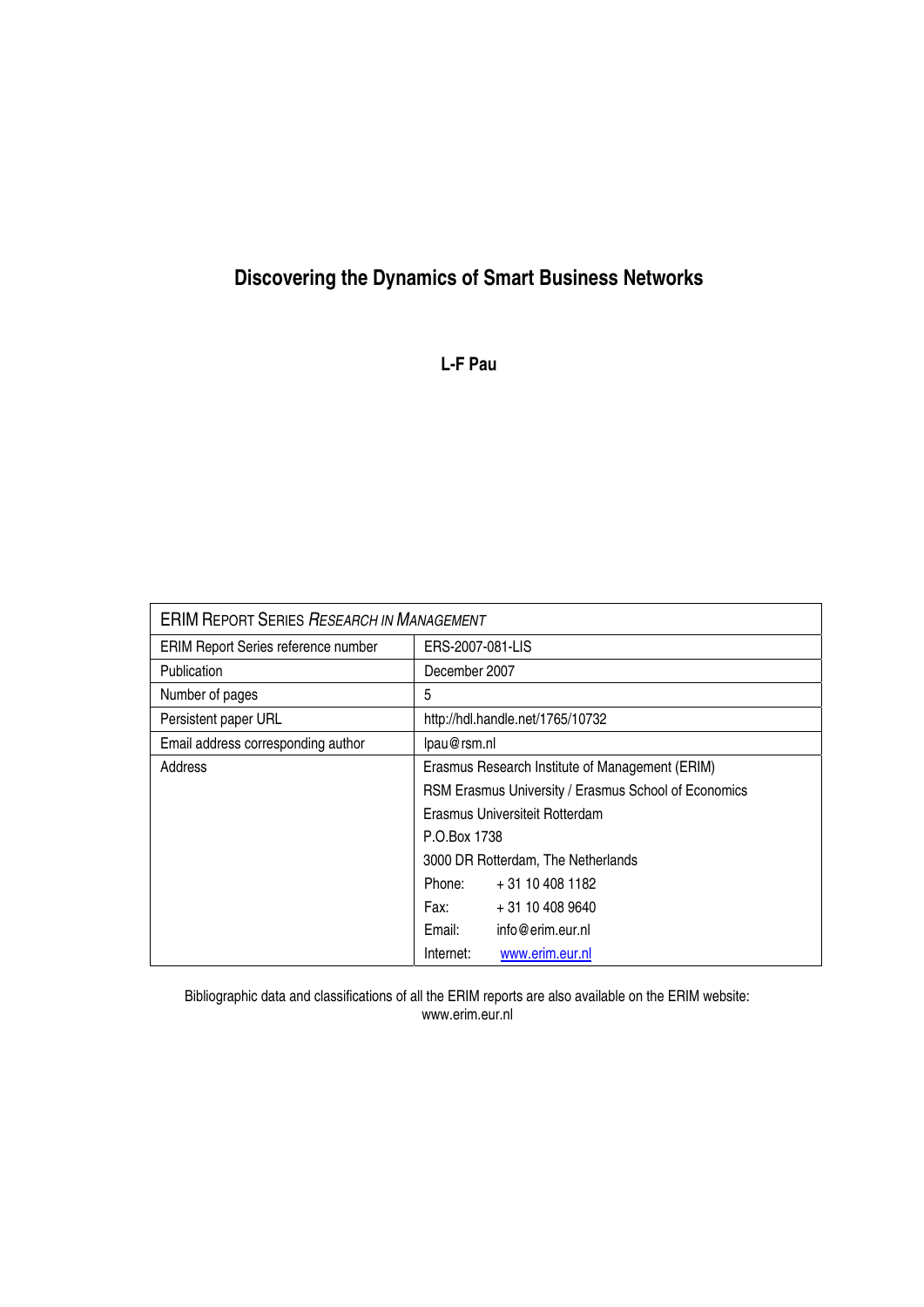# Discovering the Dynamics of Smart Business Networks

**L-F Pau**

| ERIM REPORT SERIES *RESEARCH IN MANAGEMENT* | |
|---|---|
| ERIM Report Series reference number | ERS-2007-081-LIS |
| Publication | December 2007 |
| Number of pages | 5 |
| Persistent paper URL | http://hdl.handle.net/1765/10732 |
| Email address corresponding author | lpau@rsm.nl |
| Address | Erasmus Research Institute of Management (ERIM) |
| | RSM Erasmus University / Erasmus School of Economics |
| | Erasmus Universiteit Rotterdam |
| | P.O.Box 1738 |
| | 3000 DR Rotterdam, The Netherlands |
| | Phone: + 31 10 408 1182 |
| | Fax: + 31 10 408 9640 |
| | Email: info@erim.eur.nl |
| | Internet: www.erim.eur.nl |

Bibliographic data and classifications of all the ERIM reports are also available on the ERIM website:
www.erim.eur.nl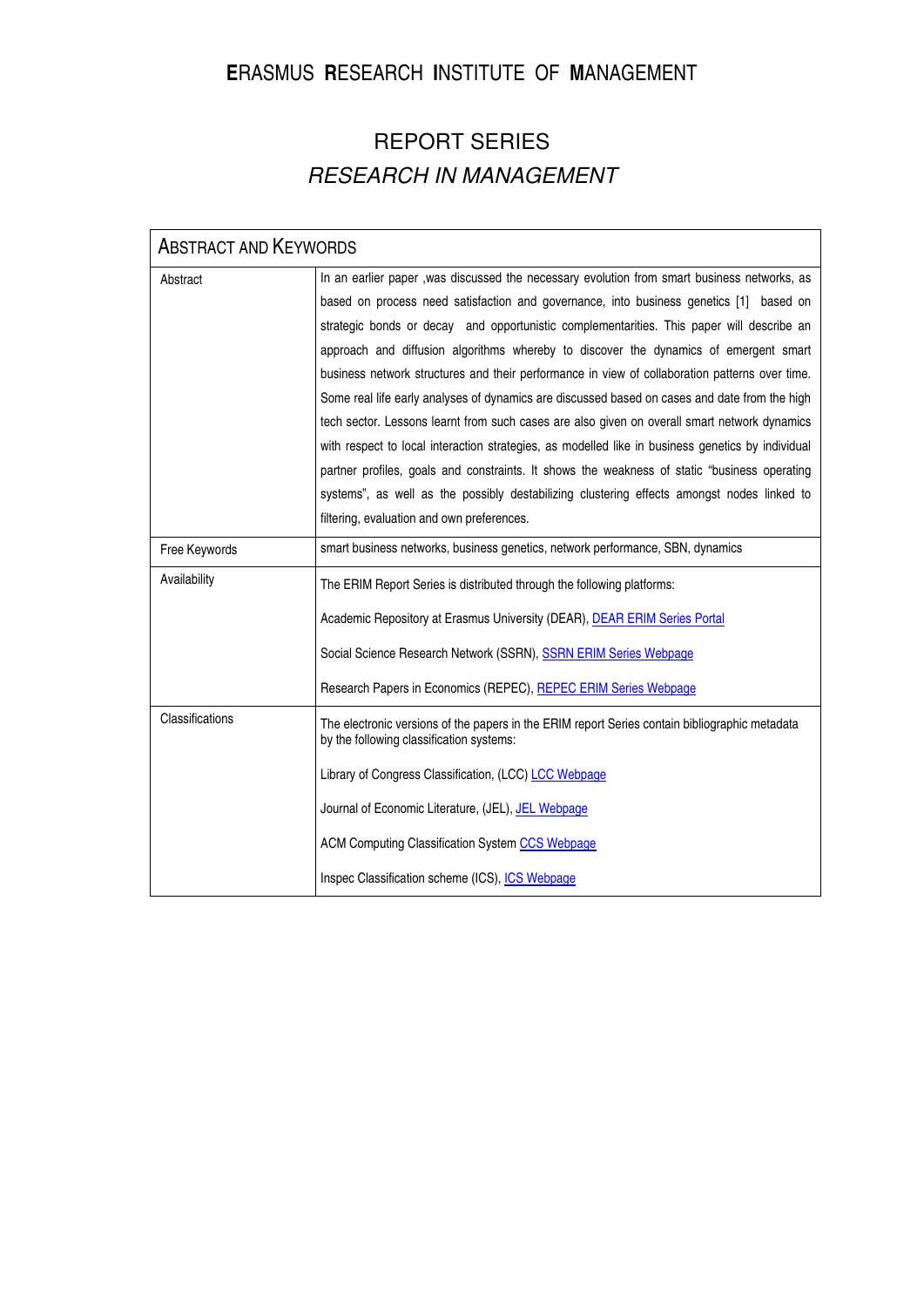# ERASMUS RESEARCH INSTITUTE OF MANAGEMENT

## REPORT SERIES
## *RESEARCH IN MANAGEMENT*

| ABSTRACT AND KEYWORDS | |
|---|---|
| Abstract | In an earlier paper ,was discussed the necessary evolution from smart business networks, as based on process need satisfaction and governance, into business genetics [1] based on strategic bonds or decay and opportunistic complementarities. This paper will describe an approach and diffusion algorithms whereby to discover the dynamics of emergent smart business network structures and their performance in view of collaboration patterns over time. Some real life early analyses of dynamics are discussed based on cases and date from the high tech sector. Lessons learnt from such cases are also given on overall smart network dynamics with respect to local interaction strategies, as modelled like in business genetics by individual partner profiles, goals and constraints. It shows the weakness of static "business operating systems", as well as the possibly destabilizing clustering effects amongst nodes linked to filtering, evaluation and own preferences. |
| Free Keywords | smart business networks, business genetics, network performance, SBN, dynamics |
| Availability | The ERIM Report Series is distributed through the following platforms:<br><br>Academic Repository at Erasmus University (DEAR), DEAR ERIM Series Portal<br><br>Social Science Research Network (SSRN), SSRN ERIM Series Webpage<br><br>Research Papers in Economics (REPEC), REPEC ERIM Series Webpage |
| Classifications | The electronic versions of the papers in the ERIM report Series contain bibliographic metadata by the following classification systems:<br><br>Library of Congress Classification, (LCC) LCC Webpage<br><br>Journal of Economic Literature, (JEL), JEL Webpage<br><br>ACM Computing Classification System CCS Webpage<br><br>Inspec Classification scheme (ICS), ICS Webpage |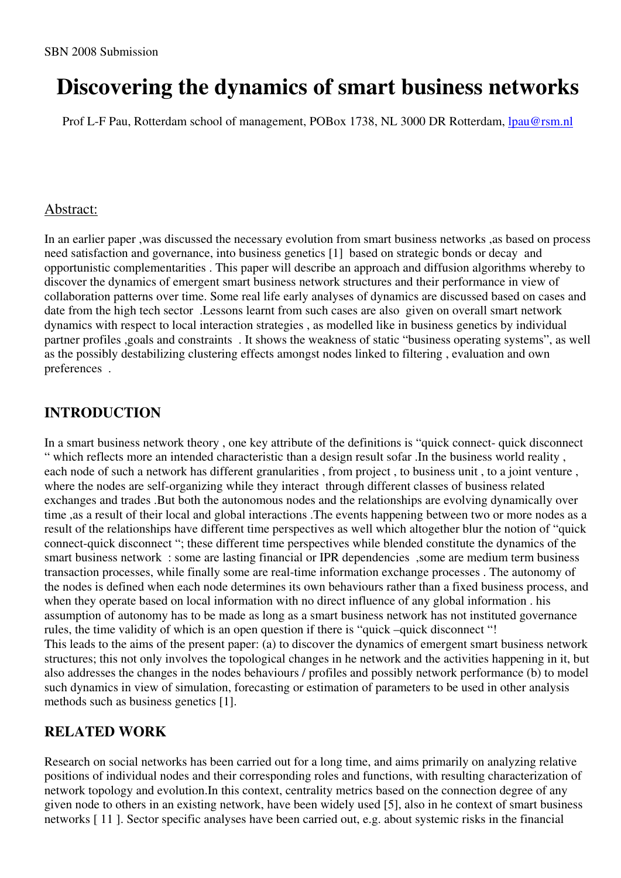SBN 2008 Submission

# Discovering the dynamics of smart business networks

Prof L-F Pau, Rotterdam school of management, POBox 1738, NL 3000 DR Rotterdam, lpau@rsm.nl

## Abstract:

In an earlier paper ,was discussed the necessary evolution from smart business networks ,as based on process need satisfaction and governance, into business genetics [1] based on strategic bonds or decay and opportunistic complementarities . This paper will describe an approach and diffusion algorithms whereby to discover the dynamics of emergent smart business network structures and their performance in view of collaboration patterns over time. Some real life early analyses of dynamics are discussed based on cases and date from the high tech sector .Lessons learnt from such cases are also given on overall smart network dynamics with respect to local interaction strategies , as modelled like in business genetics by individual partner profiles ,goals and constraints . It shows the weakness of static "business operating systems", as well as the possibly destabilizing clustering effects amongst nodes linked to filtering , evaluation and own preferences .

## INTRODUCTION

In a smart business network theory , one key attribute of the definitions is "quick connect- quick disconnect " which reflects more an intended characteristic than a design result sofar .In the business world reality , each node of such a network has different granularities , from project , to business unit , to a joint venture , where the nodes are self-organizing while they interact through different classes of business related exchanges and trades .But both the autonomous nodes and the relationships are evolving dynamically over time ,as a result of their local and global interactions .The events happening between two or more nodes as a result of the relationships have different time perspectives as well which altogether blur the notion of "quick connect-quick disconnect "; these different time perspectives while blended constitute the dynamics of the smart business network : some are lasting financial or IPR dependencies ,some are medium term business transaction processes, while finally some are real-time information exchange processes . The autonomy of the nodes is defined when each node determines its own behaviours rather than a fixed business process, and when they operate based on local information with no direct influence of any global information . his assumption of autonomy has to be made as long as a smart business network has not instituted governance rules, the time validity of which is an open question if there is "quick –quick disconnect "!
This leads to the aims of the present paper: (a) to discover the dynamics of emergent smart business network structures; this not only involves the topological changes in he network and the activities happening in it, but also addresses the changes in the nodes behaviours / profiles and possibly network performance (b) to model such dynamics in view of simulation, forecasting or estimation of parameters to be used in other analysis methods such as business genetics [1].

## RELATED WORK

Research on social networks has been carried out for a long time, and aims primarily on analyzing relative positions of individual nodes and their corresponding roles and functions, with resulting characterization of network topology and evolution.In this context, centrality metrics based on the connection degree of any given node to others in an existing network, have been widely used [5], also in he context of smart business networks [ 11 ]. Sector specific analyses have been carried out, e.g. about systemic risks in the financial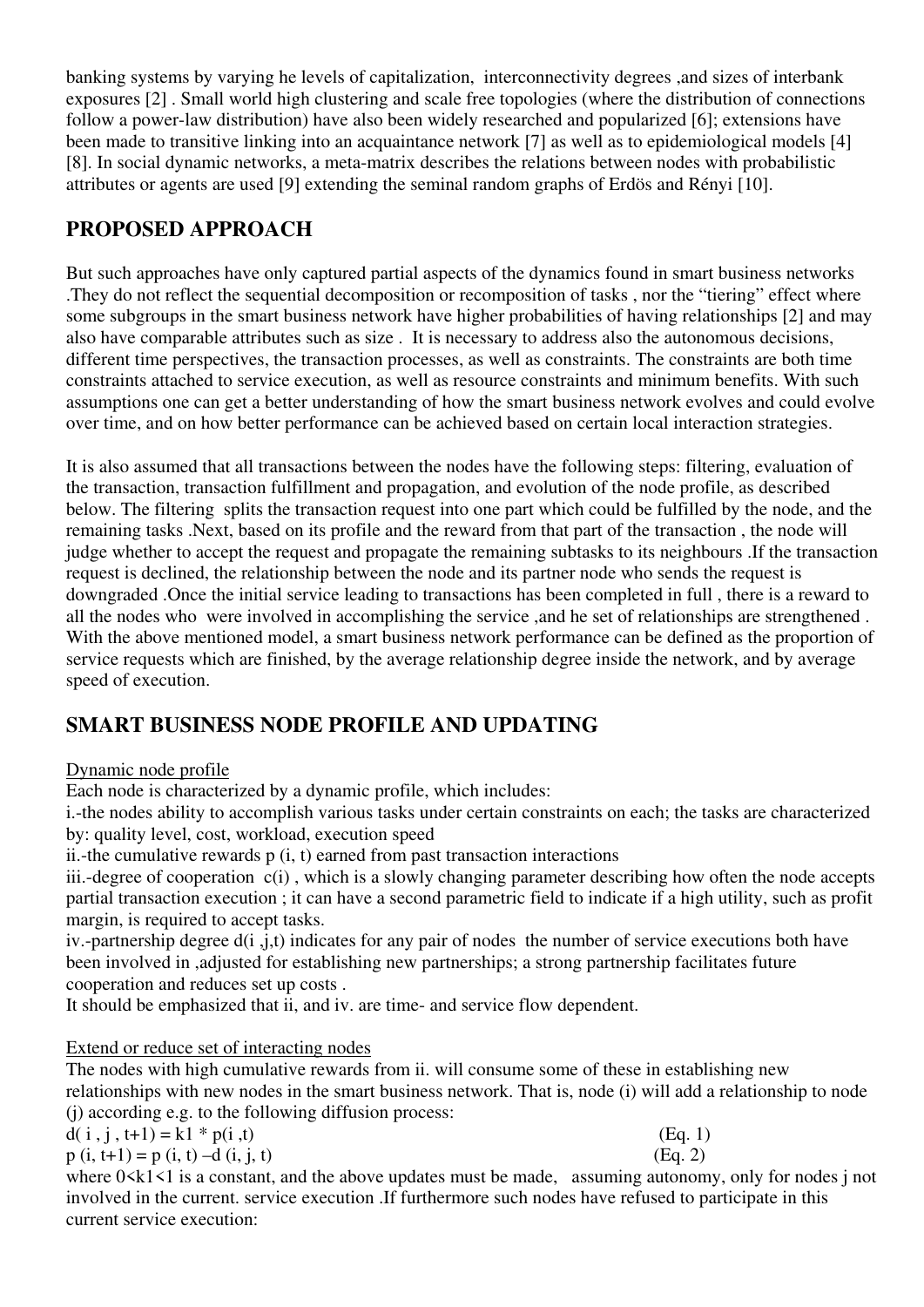banking systems by varying he levels of capitalization, interconnectivity degrees ,and sizes of interbank exposures [2] . Small world high clustering and scale free topologies (where the distribution of connections follow a power-law distribution) have also been widely researched and popularized [6]; extensions have been made to transitive linking into an acquaintance network [7] as well as to epidemiological models [4] [8]. In social dynamic networks, a meta-matrix describes the relations between nodes with probabilistic attributes or agents are used [9] extending the seminal random graphs of Erdös and Rényi [10].

## PROPOSED APPROACH

But such approaches have only captured partial aspects of the dynamics found in smart business networks .They do not reflect the sequential decomposition or recomposition of tasks , nor the "tiering" effect where some subgroups in the smart business network have higher probabilities of having relationships [2] and may also have comparable attributes such as size . It is necessary to address also the autonomous decisions, different time perspectives, the transaction processes, as well as constraints. The constraints are both time constraints attached to service execution, as well as resource constraints and minimum benefits. With such assumptions one can get a better understanding of how the smart business network evolves and could evolve over time, and on how better performance can be achieved based on certain local interaction strategies.

It is also assumed that all transactions between the nodes have the following steps: filtering, evaluation of the transaction, transaction fulfillment and propagation, and evolution of the node profile, as described below. The filtering splits the transaction request into one part which could be fulfilled by the node, and the remaining tasks .Next, based on its profile and the reward from that part of the transaction , the node will judge whether to accept the request and propagate the remaining subtasks to its neighbours .If the transaction request is declined, the relationship between the node and its partner node who sends the request is downgraded .Once the initial service leading to transactions has been completed in full , there is a reward to all the nodes who were involved in accomplishing the service ,and he set of relationships are strengthened . With the above mentioned model, a smart business network performance can be defined as the proportion of service requests which are finished, by the average relationship degree inside the network, and by average speed of execution.

## SMART BUSINESS NODE PROFILE AND UPDATING

Dynamic node profile

Each node is characterized by a dynamic profile, which includes:

i.-the nodes ability to accomplish various tasks under certain constraints on each; the tasks are characterized by: quality level, cost, workload, execution speed

ii.-the cumulative rewards p (i, t) earned from past transaction interactions

iii.-degree of cooperation c(i) , which is a slowly changing parameter describing how often the node accepts partial transaction execution ; it can have a second parametric field to indicate if a high utility, such as profit margin, is required to accept tasks.

iv.-partnership degree d(i ,j,t) indicates for any pair of nodes the number of service executions both have been involved in ,adjusted for establishing new partnerships; a strong partnership facilitates future cooperation and reduces set up costs .

It should be emphasized that ii, and iv. are time- and service flow dependent.

Extend or reduce set of interacting nodes

The nodes with high cumulative rewards from ii. will consume some of these in establishing new relationships with new nodes in the smart business network. That is, node (i) will add a relationship to node (j) according e.g. to the following diffusion process:

$$d(i, j, t+1) = k1 * p(i, t) \quad \text{(Eq. 1)}$$

$$p(i, t+1) = p(i, t) - d(i, j, t) \quad \text{(Eq. 2)}$$

where $0<k1<1$ is a constant, and the above updates must be made, assuming autonomy, only for nodes j not involved in the current. service execution .If furthermore such nodes have refused to participate in this current service execution: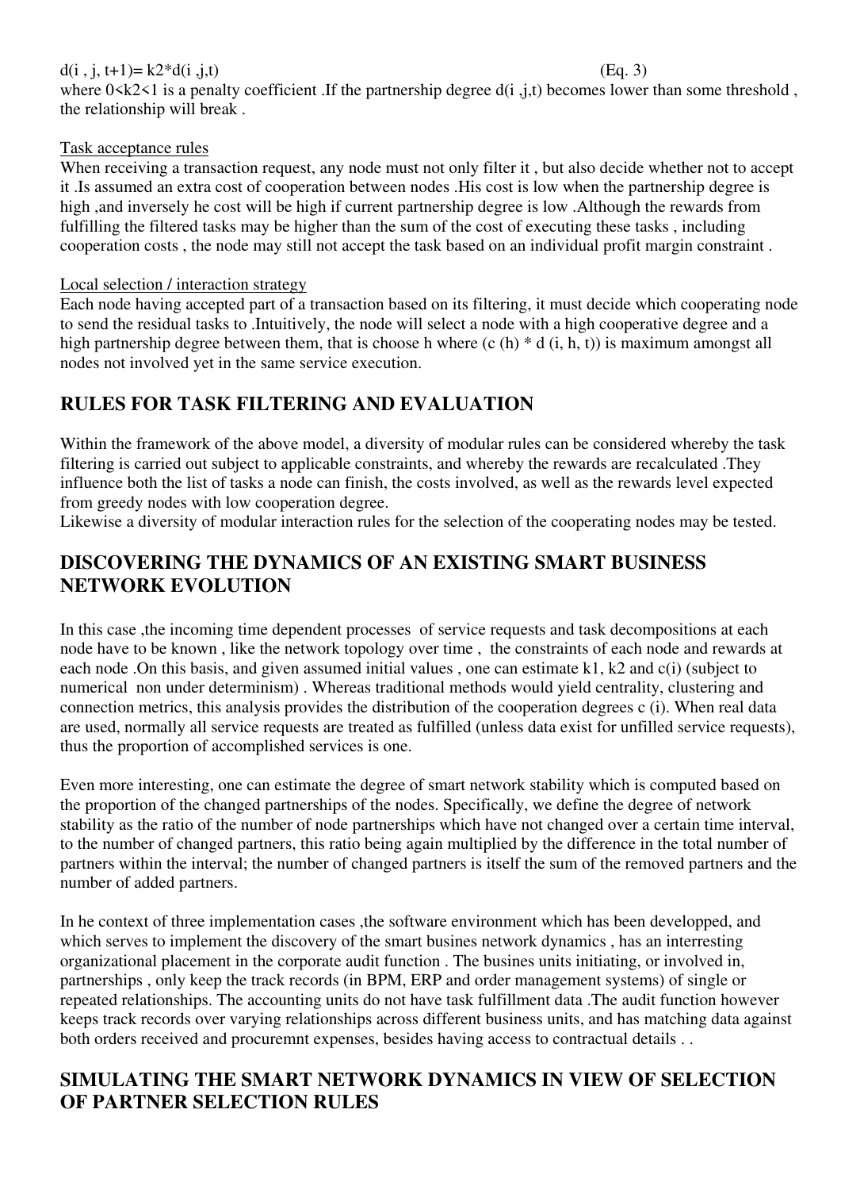$$d(i, j, t+1) = k2 * d(i, j, t) \quad \text{(Eq. 3)}$$

where $0<k2<1$ is a penalty coefficient .If the partnership degree $d(i, j, t)$ becomes lower than some threshold , the relationship will break .

Task acceptance rules

When receiving a transaction request, any node must not only filter it , but also decide whether not to accept it .Is assumed an extra cost of cooperation between nodes .His cost is low when the partnership degree is high ,and inversely he cost will be high if current partnership degree is low .Although the rewards from fulfilling the filtered tasks may be higher than the sum of the cost of executing these tasks , including cooperation costs , the node may still not accept the task based on an individual profit margin constraint .

Local selection / interaction strategy

Each node having accepted part of a transaction based on its filtering, it must decide which cooperating node to send the residual tasks to .Intuitively, the node will select a node with a high cooperative degree and a high partnership degree between them, that is choose h where $(c(h) * d(i, h, t))$ is maximum amongst all nodes not involved yet in the same service execution.

## RULES FOR TASK FILTERING AND EVALUATION

Within the framework of the above model, a diversity of modular rules can be considered whereby the task filtering is carried out subject to applicable constraints, and whereby the rewards are recalculated .They influence both the list of tasks a node can finish, the costs involved, as well as the rewards level expected from greedy nodes with low cooperation degree.

Likewise a diversity of modular interaction rules for the selection of the cooperating nodes may be tested.

## DISCOVERING THE DYNAMICS OF AN EXISTING SMART BUSINESS NETWORK EVOLUTION

In this case ,the incoming time dependent processes of service requests and task decompositions at each node have to be known , like the network topology over time , the constraints of each node and rewards at each node .On this basis, and given assumed initial values , one can estimate k1, k2 and c(i) (subject to numerical non under determinism) . Whereas traditional methods would yield centrality, clustering and connection metrics, this analysis provides the distribution of the cooperation degrees c (i). When real data are used, normally all service requests are treated as fulfilled (unless data exist for unfilled service requests), thus the proportion of accomplished services is one.

Even more interesting, one can estimate the degree of smart network stability which is computed based on the proportion of the changed partnerships of the nodes. Specifically, we define the degree of network stability as the ratio of the number of node partnerships which have not changed over a certain time interval, to the number of changed partners, this ratio being again multiplied by the difference in the total number of partners within the interval; the number of changed partners is itself the sum of the removed partners and the number of added partners.

In he context of three implementation cases ,the software environment which has been developped, and which serves to implement the discovery of the smart busines network dynamics , has an interresting organizational placement in the corporate audit function . The busines units initiating, or involved in, partnerships , only keep the track records (in BPM, ERP and order management systems) of single or repeated relationships. The accounting units do not have task fulfillment data .The audit function however keeps track records over varying relationships across different business units, and has matching data against both orders received and procuremnt expenses, besides having access to contractual details . .

## SIMULATING THE SMART NETWORK DYNAMICS IN VIEW OF SELECTION OF PARTNER SELECTION RULES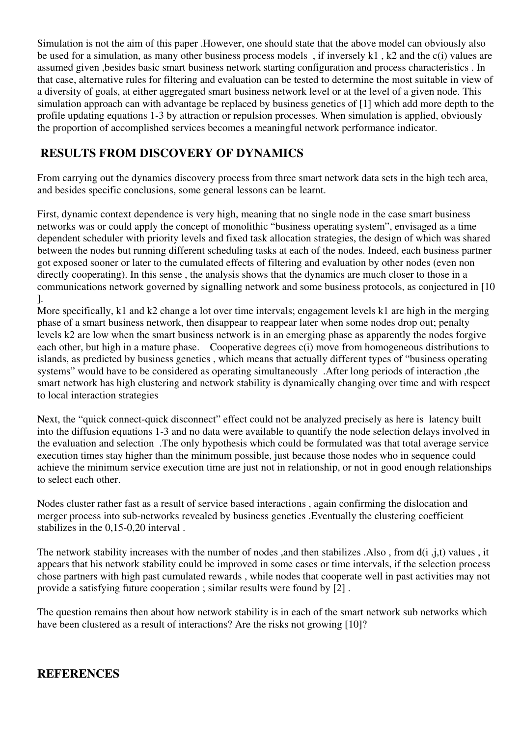Simulation is not the aim of this paper .However, one should state that the above model can obviously also be used for a simulation, as many other business process models , if inversely $k1$ , $k2$ and the $c(i)$ values are assumed given ,besides basic smart business network starting configuration and process characteristics . In that case, alternative rules for filtering and evaluation can be tested to determine the most suitable in view of a diversity of goals, at either aggregated smart business network level or at the level of a given node. This simulation approach can with advantage be replaced by business genetics of [1] which add more depth to the profile updating equations 1-3 by attraction or repulsion processes. When simulation is applied, obviously the proportion of accomplished services becomes a meaningful network performance indicator.

## RESULTS FROM DISCOVERY OF DYNAMICS

From carrying out the dynamics discovery process from three smart network data sets in the high tech area, and besides specific conclusions, some general lessons can be learnt.

First, dynamic context dependence is very high, meaning that no single node in the case smart business networks was or could apply the concept of monolithic "business operating system", envisaged as a time dependent scheduler with priority levels and fixed task allocation strategies, the design of which was shared between the nodes but running different scheduling tasks at each of the nodes. Indeed, each business partner got exposed sooner or later to the cumulated effects of filtering and evaluation by other nodes (even non directly cooperating). In this sense , the analysis shows that the dynamics are much closer to those in a communications network governed by signalling network and some business protocols, as conjectured in [10 ].
More specifically, $k1$ and $k2$ change a lot over time intervals; engagement levels $k1$ are high in the merging phase of a smart business network, then disappear to reappear later when some nodes drop out; penalty levels $k2$ are low when the smart business network is in an emerging phase as apparently the nodes forgive each other, but high in a mature phase. Cooperative degrees $c(i)$ move from homogeneous distributions to islands, as predicted by business genetics , which means that actually different types of "business operating systems" would have to be considered as operating simultaneously .After long periods of interaction ,the smart network has high clustering and network stability is dynamically changing over time and with respect to local interaction strategies

Next, the "quick connect-quick disconnect" effect could not be analyzed precisely as here is latency built into the diffusion equations 1-3 and no data were available to quantify the node selection delays involved in the evaluation and selection .The only hypothesis which could be formulated was that total average service execution times stay higher than the minimum possible, just because those nodes who in sequence could achieve the minimum service execution time are just not in relationship, or not in good enough relationships to select each other.

Nodes cluster rather fast as a result of service based interactions , again confirming the dislocation and merger process into sub-networks revealed by business genetics .Eventually the clustering coefficient stabilizes in the 0,15-0,20 interval .

The network stability increases with the number of nodes ,and then stabilizes .Also , from $d(i,j,t)$ values , it appears that his network stability could be improved in some cases or time intervals, if the selection process chose partners with high past cumulated rewards , while nodes that cooperate well in past activities may not provide a satisfying future cooperation ; similar results were found by [2] .

The question remains then about how network stability is in each of the smart network sub networks which have been clustered as a result of interactions? Are the risks not growing [10]?

## REFERENCES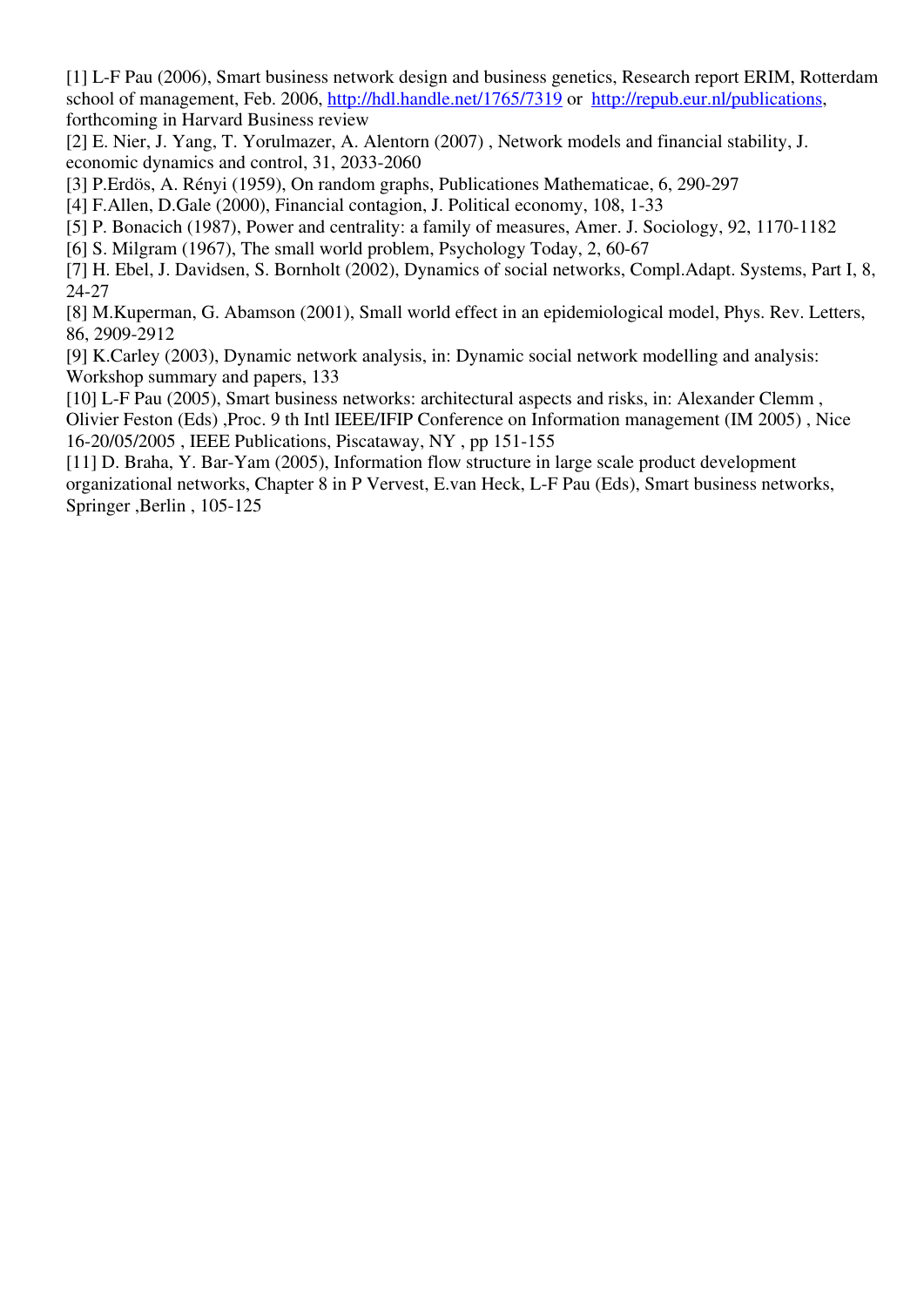[1] L-F Pau (2006), Smart business network design and business genetics, Research report ERIM, Rotterdam school of management, Feb. 2006, http://hdl.handle.net/1765/7319 or http://repub.eur.nl/publications, forthcoming in Harvard Business review

[2] E. Nier, J. Yang, T. Yorulmazer, A. Alentorn (2007) , Network models and financial stability, J. economic dynamics and control, 31, 2033-2060

[3] P.Erdös, A. Rényi (1959), On random graphs, Publicationes Mathematicae, 6, 290-297

[4] F.Allen, D.Gale (2000), Financial contagion, J. Political economy, 108, 1-33

[5] P. Bonacich (1987), Power and centrality: a family of measures, Amer. J. Sociology, 92, 1170-1182

[6] S. Milgram (1967), The small world problem, Psychology Today, 2, 60-67

[7] H. Ebel, J. Davidsen, S. Bornholt (2002), Dynamics of social networks, Compl.Adapt. Systems, Part I, 8, 24-27

[8] M.Kuperman, G. Abamson (2001), Small world effect in an epidemiological model, Phys. Rev. Letters, 86, 2909-2912

[9] K.Carley (2003), Dynamic network analysis, in: Dynamic social network modelling and analysis: Workshop summary and papers, 133

[10] L-F Pau (2005), Smart business networks: architectural aspects and risks, in: Alexander Clemm , Olivier Feston (Eds) ,Proc. 9 th Intl IEEE/IFIP Conference on Information management (IM 2005) , Nice 16-20/05/2005 , IEEE Publications, Piscataway, NY , pp 151-155

[11] D. Braha, Y. Bar-Yam (2005), Information flow structure in large scale product development organizational networks, Chapter 8 in P Vervest, E.van Heck, L-F Pau (Eds), Smart business networks, Springer ,Berlin , 105-125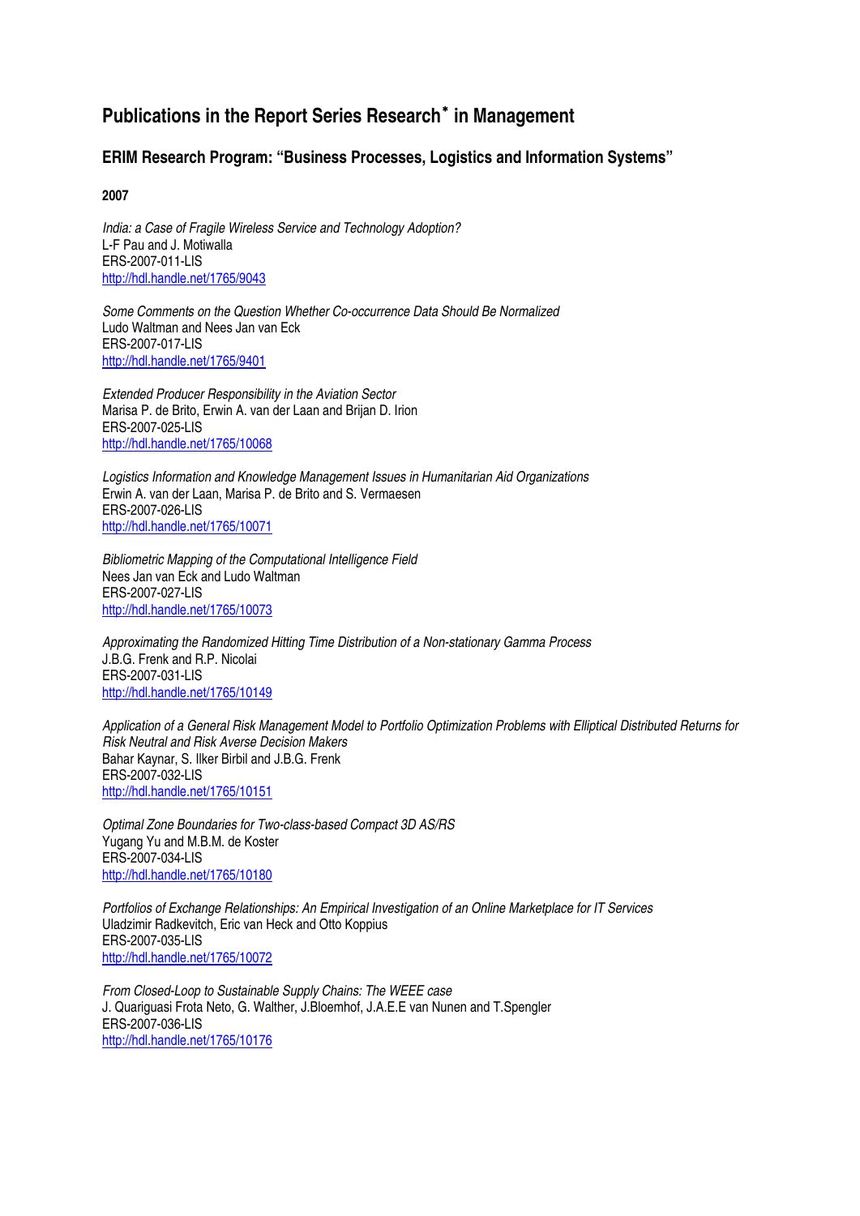# Publications in the Report Series Research[*] in Management

## ERIM Research Program: "Business Processes, Logistics and Information Systems"

**2007**

*India: a Case of Fragile Wireless Service and Technology Adoption?*
L-F Pau and J. Motiwalla
ERS-2007-011-LIS
http://hdl.handle.net/1765/9043

*Some Comments on the Question Whether Co-occurrence Data Should Be Normalized*
Ludo Waltman and Nees Jan van Eck
ERS-2007-017-LIS
http://hdl.handle.net/1765/9401

*Extended Producer Responsibility in the Aviation Sector*
Marisa P. de Brito, Erwin A. van der Laan and Brijan D. Irion
ERS-2007-025-LIS
http://hdl.handle.net/1765/10068

*Logistics Information and Knowledge Management Issues in Humanitarian Aid Organizations*
Erwin A. van der Laan, Marisa P. de Brito and S. Vermaesen
ERS-2007-026-LIS
http://hdl.handle.net/1765/10071

*Bibliometric Mapping of the Computational Intelligence Field*
Nees Jan van Eck and Ludo Waltman
ERS-2007-027-LIS
http://hdl.handle.net/1765/10073

*Approximating the Randomized Hitting Time Distribution of a Non-stationary Gamma Process*
J.B.G. Frenk and R.P. Nicolai
ERS-2007-031-LIS
http://hdl.handle.net/1765/10149

*Application of a General Risk Management Model to Portfolio Optimization Problems with Elliptical Distributed Returns for Risk Neutral and Risk Averse Decision Makers*
Bahar Kaynar, S. Ilker Birbil and J.B.G. Frenk
ERS-2007-032-LIS
http://hdl.handle.net/1765/10151

*Optimal Zone Boundaries for Two-class-based Compact 3D AS/RS*
Yugang Yu and M.B.M. de Koster
ERS-2007-034-LIS
http://hdl.handle.net/1765/10180

*Portfolios of Exchange Relationships: An Empirical Investigation of an Online Marketplace for IT Services*
Uladzimir Radkevitch, Eric van Heck and Otto Koppius
ERS-2007-035-LIS
http://hdl.handle.net/1765/10072

*From Closed-Loop to Sustainable Supply Chains: The WEEE case*
J. Quariguasi Frota Neto, G. Walther, J.Bloemhof, J.A.E.E van Nunen and T.Spengler
ERS-2007-036-LIS
http://hdl.handle.net/1765/10176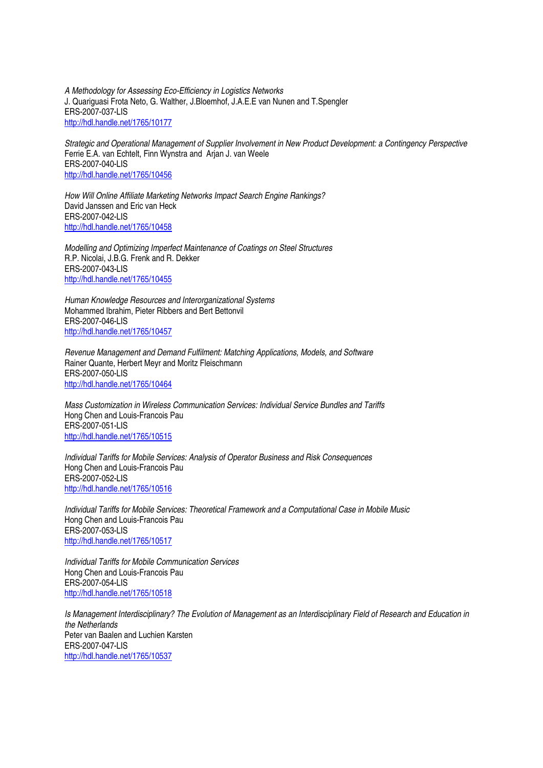*A Methodology for Assessing Eco-Efficiency in Logistics Networks*
J. Quariguasi Frota Neto, G. Walther, J.Bloemhof, J.A.E.E van Nunen and T.Spengler
ERS-2007-037-LIS
http://hdl.handle.net/1765/10177

*Strategic and Operational Management of Supplier Involvement in New Product Development: a Contingency Perspective*
Ferrie E.A. van Echtelt, Finn Wynstra and Arjan J. van Weele
ERS-2007-040-LIS
http://hdl.handle.net/1765/10456

*How Will Online Affiliate Marketing Networks Impact Search Engine Rankings?*
David Janssen and Eric van Heck
ERS-2007-042-LIS
http://hdl.handle.net/1765/10458

*Modelling and Optimizing Imperfect Maintenance of Coatings on Steel Structures*
R.P. Nicolai, J.B.G. Frenk and R. Dekker
ERS-2007-043-LIS
http://hdl.handle.net/1765/10455

*Human Knowledge Resources and Interorganizational Systems*
Mohammed Ibrahim, Pieter Ribbers and Bert Bettonvil
ERS-2007-046-LIS
http://hdl.handle.net/1765/10457

*Revenue Management and Demand Fulfilment: Matching Applications, Models, and Software*
Rainer Quante, Herbert Meyr and Moritz Fleischmann
ERS-2007-050-LIS
http://hdl.handle.net/1765/10464

*Mass Customization in Wireless Communication Services: Individual Service Bundles and Tariffs*
Hong Chen and Louis-Francois Pau
ERS-2007-051-LIS
http://hdl.handle.net/1765/10515

*Individual Tariffs for Mobile Services: Analysis of Operator Business and Risk Consequences*
Hong Chen and Louis-Francois Pau
ERS-2007-052-LIS
http://hdl.handle.net/1765/10516

*Individual Tariffs for Mobile Services: Theoretical Framework and a Computational Case in Mobile Music*
Hong Chen and Louis-Francois Pau
ERS-2007-053-LIS
http://hdl.handle.net/1765/10517

*Individual Tariffs for Mobile Communication Services*
Hong Chen and Louis-Francois Pau
ERS-2007-054-LIS
http://hdl.handle.net/1765/10518

*Is Management Interdisciplinary? The Evolution of Management as an Interdisciplinary Field of Research and Education in the Netherlands*
Peter van Baalen and Luchien Karsten
ERS-2007-047-LIS
http://hdl.handle.net/1765/10537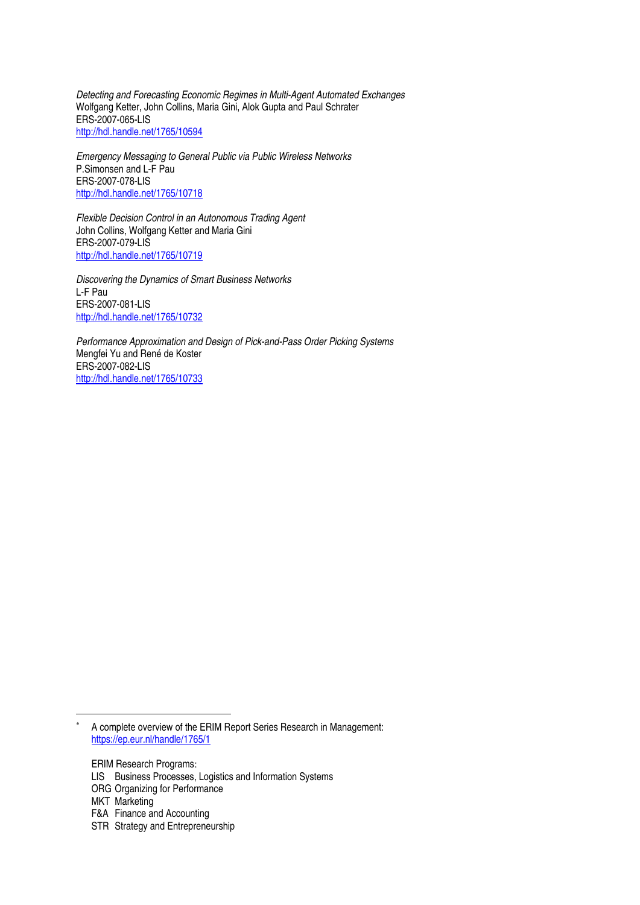*Detecting and Forecasting Economic Regimes in Multi-Agent Automated Exchanges*
Wolfgang Ketter, John Collins, Maria Gini, Alok Gupta and Paul Schrater
ERS-2007-065-LIS
http://hdl.handle.net/1765/10594

*Emergency Messaging to General Public via Public Wireless Networks*
P.Simonsen and L-F Pau
ERS-2007-078-LIS
http://hdl.handle.net/1765/10718

*Flexible Decision Control in an Autonomous Trading Agent*
John Collins, Wolfgang Ketter and Maria Gini
ERS-2007-079-LIS
http://hdl.handle.net/1765/10719

*Discovering the Dynamics of Smart Business Networks*
L-F Pau
ERS-2007-081-LIS
http://hdl.handle.net/1765/10732

*Performance Approximation and Design of Pick-and-Pass Order Picking Systems*
Mengfei Yu and René de Koster
ERS-2007-082-LIS
http://hdl.handle.net/1765/10733

---

\* A complete overview of the ERIM Report Series Research in Management: https://ep.eur.nl/handle/1765/1

ERIM Research Programs:
LIS Business Processes, Logistics and Information Systems
ORG Organizing for Performance
MKT Marketing
F&A Finance and Accounting
STR Strategy and Entrepreneurship